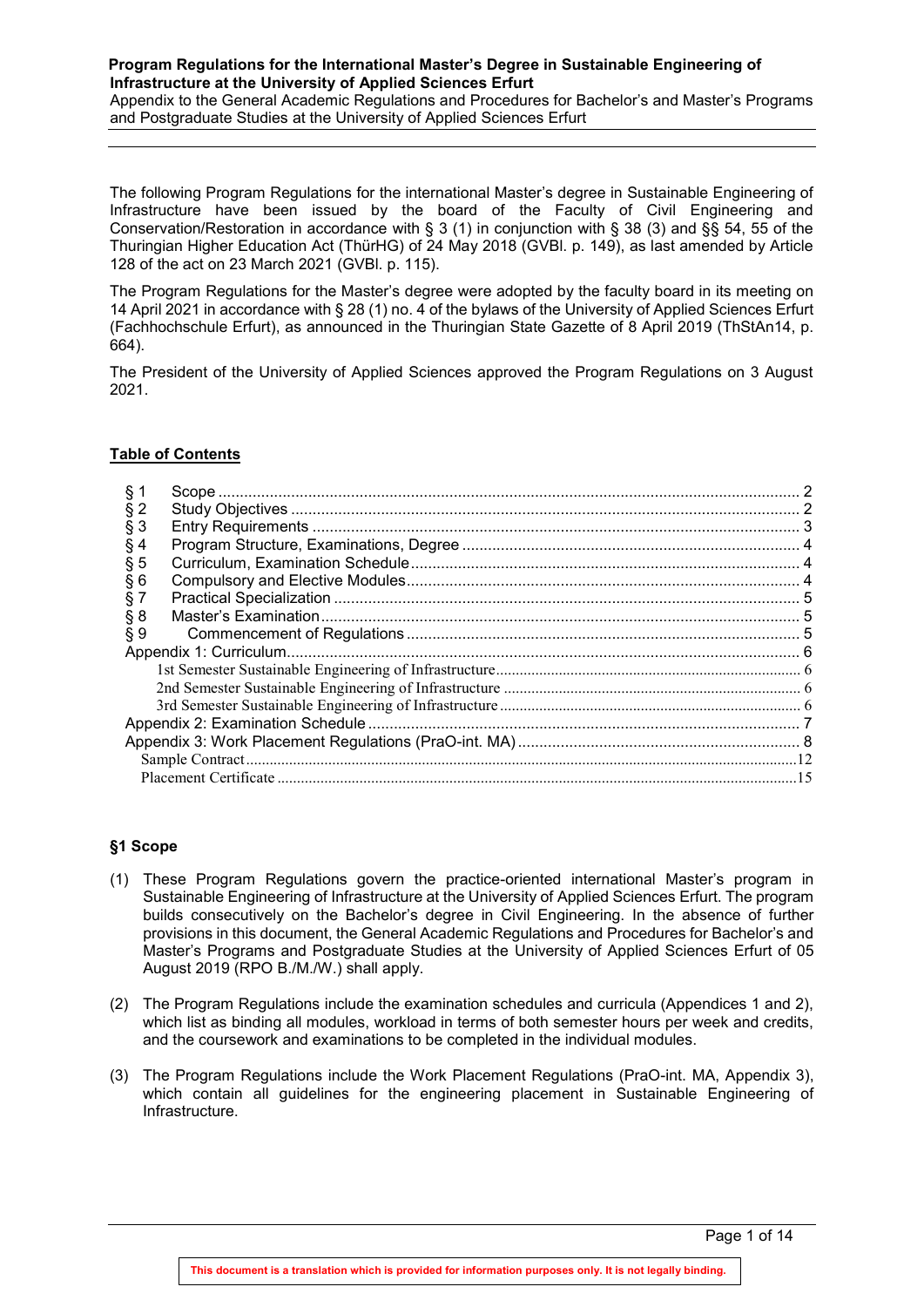**Program Regulations for the International Master's Degree in Sustainable Engineering of Infrastructure at the University of Applied Sciences Erfurt**

Appendix to the General Academic Regulations and Procedures for Bachelor's and Master's Programs and Postgraduate Studies at the University of Applied Sciences Erfurt

The following Program Regulations for the international Master's degree in Sustainable Engineering of Infrastructure have been issued by the board of the Faculty of Civil Engineering and Conservation/Restoration in accordance with § 3 (1) in conjunction with § 38 (3) and §§ 54, 55 of the Thuringian Higher Education Act (ThürHG) of 24 May 2018 (GVBl. p. 149), as last amended by Article 128 of the act on 23 March 2021 (GVBl. p. 115).

The Program Regulations for the Master's degree were adopted by the faculty board in its meeting on 14 April 2021 in accordance with § 28 (1) no. 4 of the bylaws of the University of Applied Sciences Erfurt (Fachhochschule Erfurt), as announced in the Thuringian State Gazette of 8 April 2019 (ThStAn14, p. 664).

The President of the University of Applied Sciences approved the Program Regulations on 3 August 2021.

**Table of Contents**

| | | |
|---|---|---|
| § 1 | Scope | 2 |
| § 2 | Study Objectives | 2 |
| § 3 | Entry Requirements | 3 |
| § 4 | Program Structure, Examinations, Degree | 4 |
| § 5 | Curriculum, Examination Schedule | 4 |
| § 6 | Compulsory and Elective Modules | 4 |
| § 7 | Practical Specialization | 5 |
| § 8 | Master's Examination | 5 |
| § 9 | Commencement of Regulations | 5 |
| Appendix 1: Curriculum | | 6 |
| | 1st Semester Sustainable Engineering of Infrastructure | 6 |
| | 2nd Semester Sustainable Engineering of Infrastructure | 6 |
| | 3rd Semester Sustainable Engineering of Infrastructure | 6 |
| Appendix 2: Examination Schedule | | 7 |
| Appendix 3: Work Placement Regulations (PraO-int. MA) | | 8 |
| Sample Contract | | 12 |
| Placement Certificate | | 15 |

## §1 Scope

(1) These Program Regulations govern the practice-oriented international Master's program in Sustainable Engineering of Infrastructure at the University of Applied Sciences Erfurt. The program builds consecutively on the Bachelor's degree in Civil Engineering. In the absence of further provisions in this document, the General Academic Regulations and Procedures for Bachelor's and Master's Programs and Postgraduate Studies at the University of Applied Sciences Erfurt of 05 August 2019 (RPO B./M./W.) shall apply.

(2) The Program Regulations include the examination schedules and curricula (Appendices 1 and 2), which list as binding all modules, workload in terms of both semester hours per week and credits, and the coursework and examinations to be completed in the individual modules.

(3) The Program Regulations include the Work Placement Regulations (PraO-int. MA, Appendix 3), which contain all guidelines for the engineering placement in Sustainable Engineering of Infrastructure.

This document is a translation which is provided for information purposes only. It is not legally binding.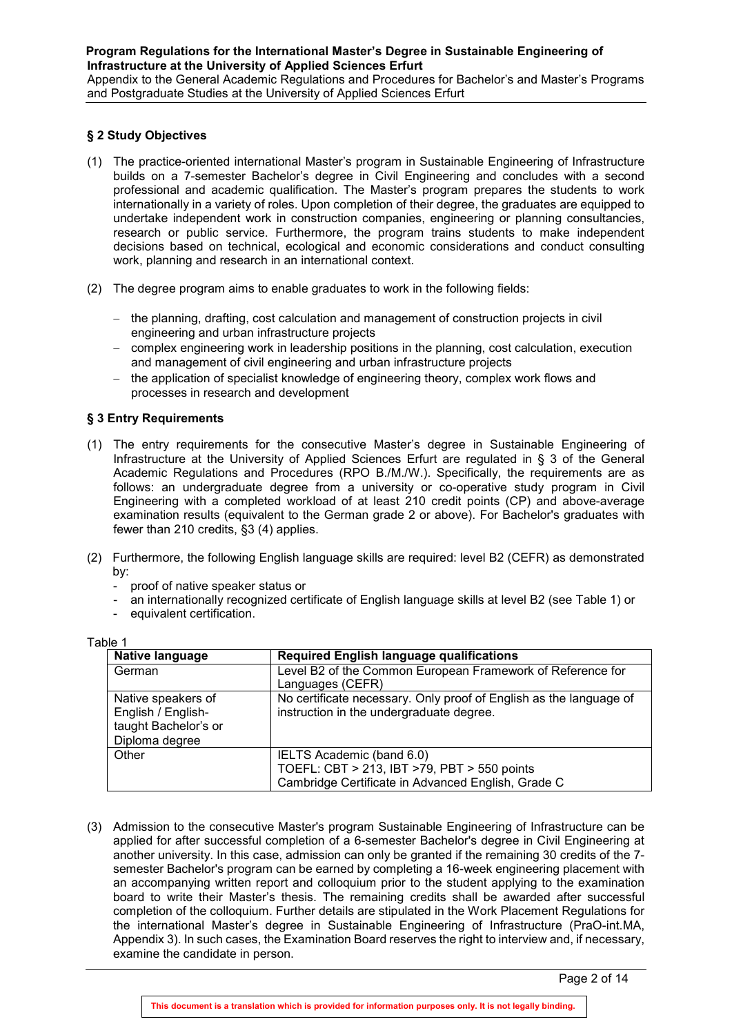## § 2 Study Objectives

(1) The practice-oriented international Master's program in Sustainable Engineering of Infrastructure builds on a 7-semester Bachelor's degree in Civil Engineering and concludes with a second professional and academic qualification. The Master's program prepares the students to work internationally in a variety of roles. Upon completion of their degree, the graduates are equipped to undertake independent work in construction companies, engineering or planning consultancies, research or public service. Furthermore, the program trains students to make independent decisions based on technical, ecological and economic considerations and conduct consulting work, planning and research in an international context.

(2) The degree program aims to enable graduates to work in the following fields:

- the planning, drafting, cost calculation and management of construction projects in civil engineering and urban infrastructure projects
- complex engineering work in leadership positions in the planning, cost calculation, execution and management of civil engineering and urban infrastructure projects
- the application of specialist knowledge of engineering theory, complex work flows and processes in research and development

## § 3 Entry Requirements

(1) The entry requirements for the consecutive Master's degree in Sustainable Engineering of Infrastructure at the University of Applied Sciences Erfurt are regulated in § 3 of the General Academic Regulations and Procedures (RPO B./M./W.). Specifically, the requirements are as follows: an undergraduate degree from a university or co-operative study program in Civil Engineering with a completed workload of at least 210 credit points (CP) and above-average examination results (equivalent to the German grade 2 or above). For Bachelor's graduates with fewer than 210 credits, §3 (4) applies.

(2) Furthermore, the following English language skills are required: level B2 (CEFR) as demonstrated by:
- proof of native speaker status or
- an internationally recognized certificate of English language skills at level B2 (see Table 1) or
- equivalent certification.

Table 1

| Native language | Required English language qualifications |
|---|---|
| German | Level B2 of the Common European Framework of Reference for Languages (CEFR) |
| Native speakers of English / English-taught Bachelor's or Diploma degree | No certificate necessary. Only proof of English as the language of instruction in the undergraduate degree. |
| Other | IELTS Academic (band 6.0)<br>TOEFL: CBT > 213, IBT >79, PBT > 550 points<br>Cambridge Certificate in Advanced English, Grade C |

(3) Admission to the consecutive Master's program Sustainable Engineering of Infrastructure can be applied for after successful completion of a 6-semester Bachelor's degree in Civil Engineering at another university. In this case, admission can only be granted if the remaining 30 credits of the 7-semester Bachelor's program can be earned by completing a 16-week engineering placement with an accompanying written report and colloquium prior to the student applying to the examination board to write their Master's thesis. The remaining credits shall be awarded after successful completion of the colloquium. Further details are stipulated in the Work Placement Regulations for the international Master's degree in Sustainable Engineering of Infrastructure (PraO-int.MA, Appendix 3). In such cases, the Examination Board reserves the right to interview and, if necessary, examine the candidate in person.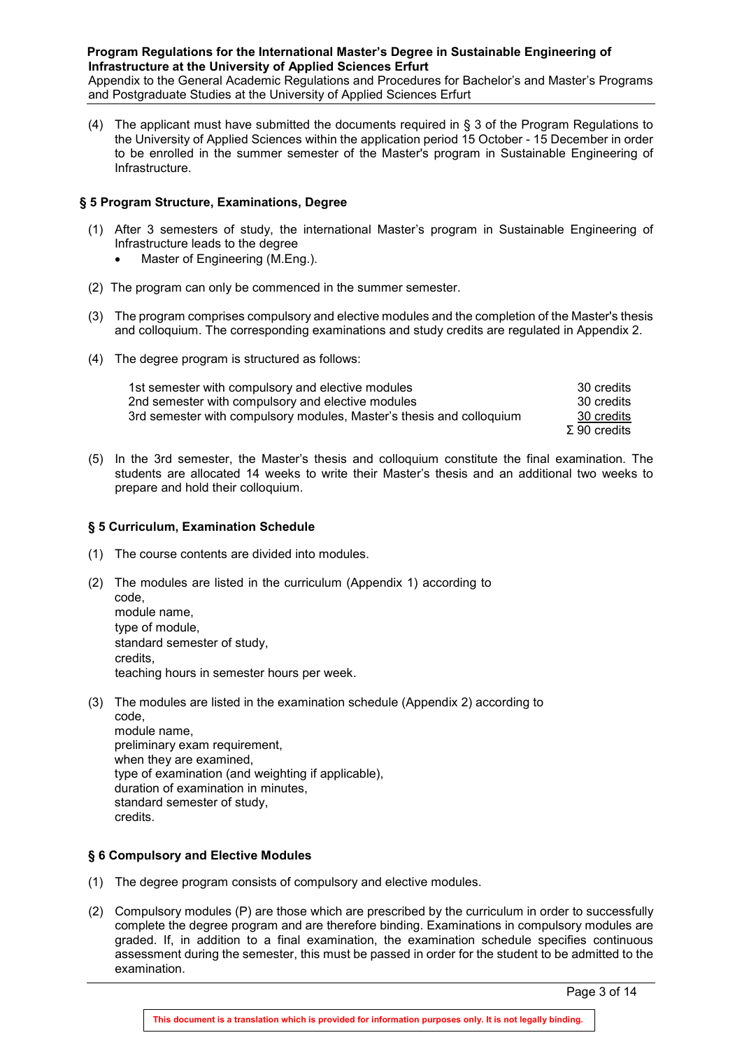(4) The applicant must have submitted the documents required in § 3 of the Program Regulations to the University of Applied Sciences within the application period 15 October - 15 December in order to be enrolled in the summer semester of the Master's program in Sustainable Engineering of Infrastructure.

### § 5 Program Structure, Examinations, Degree

(1) After 3 semesters of study, the international Master's program in Sustainable Engineering of Infrastructure leads to the degree
   - Master of Engineering (M.Eng.).

(2) The program can only be commenced in the summer semester.

(3) The program comprises compulsory and elective modules and the completion of the Master's thesis and colloquium. The corresponding examinations and study credits are regulated in Appendix 2.

(4) The degree program is structured as follows:

| | |
|---|---|
| 1st semester with compulsory and elective modules | 30 credits |
| 2nd semester with compulsory and elective modules | 30 credits |
| 3rd semester with compulsory modules, Master's thesis and colloquium | 30 credits |
| | Σ 90 credits |

(5) In the 3rd semester, the Master's thesis and colloquium constitute the final examination. The students are allocated 14 weeks to write their Master's thesis and an additional two weeks to prepare and hold their colloquium.

### § 5 Curriculum, Examination Schedule

(1) The course contents are divided into modules.

(2) The modules are listed in the curriculum (Appendix 1) according to
code,
module name,
type of module,
standard semester of study,
credits,
teaching hours in semester hours per week.

(3) The modules are listed in the examination schedule (Appendix 2) according to
code,
module name,
preliminary exam requirement,
when they are examined,
type of examination (and weighting if applicable),
duration of examination in minutes,
standard semester of study,
credits.

### § 6 Compulsory and Elective Modules

(1) The degree program consists of compulsory and elective modules.

(2) Compulsory modules (P) are those which are prescribed by the curriculum in order to successfully complete the degree program and are therefore binding. Examinations in compulsory modules are graded. If, in addition to a final examination, the examination schedule specifies continuous assessment during the semester, this must be passed in order for the student to be admitted to the examination.

This document is a translation which is provided for information purposes only. It is not legally binding.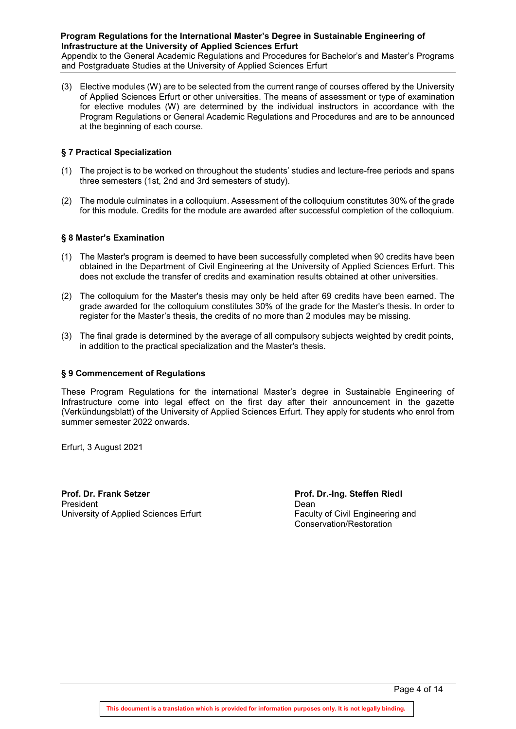(3) Elective modules (W) are to be selected from the current range of courses offered by the University of Applied Sciences Erfurt or other universities. The means of assessment or type of examination for elective modules (W) are determined by the individual instructors in accordance with the Program Regulations or General Academic Regulations and Procedures and are to be announced at the beginning of each course.

### § 7 Practical Specialization

(1) The project is to be worked on throughout the students' studies and lecture-free periods and spans three semesters (1st, 2nd and 3rd semesters of study).

(2) The module culminates in a colloquium. Assessment of the colloquium constitutes 30% of the grade for this module. Credits for the module are awarded after successful completion of the colloquium.

### § 8 Master's Examination

(1) The Master's program is deemed to have been successfully completed when 90 credits have been obtained in the Department of Civil Engineering at the University of Applied Sciences Erfurt. This does not exclude the transfer of credits and examination results obtained at other universities.

(2) The colloquium for the Master's thesis may only be held after 69 credits have been earned. The grade awarded for the colloquium constitutes 30% of the grade for the Master's thesis. In order to register for the Master's thesis, the credits of no more than 2 modules may be missing.

(3) The final grade is determined by the average of all compulsory subjects weighted by credit points, in addition to the practical specialization and the Master's thesis.

### § 9 Commencement of Regulations

These Program Regulations for the international Master's degree in Sustainable Engineering of Infrastructure come into legal effect on the first day after their announcement in the gazette (Verkündungsblatt) of the University of Applied Sciences Erfurt. They apply for students who enrol from summer semester 2022 onwards.

Erfurt, 3 August 2021

**Prof. Dr. Frank Setzer**
President
University of Applied Sciences Erfurt

**Prof. Dr.-Ing. Steffen Riedl**
Dean
Faculty of Civil Engineering and Conservation/Restoration

**This document is a translation which is provided for information purposes only. It is not legally binding.**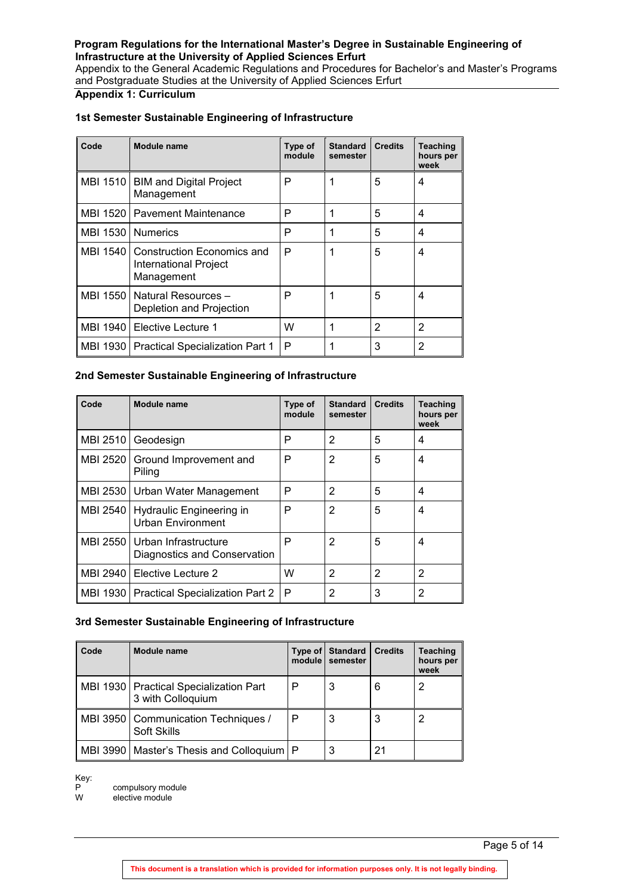## Appendix 1: Curriculum

### 1st Semester Sustainable Engineering of Infrastructure

| Code | Module name | Type of module | Standard semester | Credits | Teaching hours per week |
|---|---|---|---|---|---|
| MBI 1510 | BIM and Digital Project Management | P | 1 | 5 | 4 |
| MBI 1520 | Pavement Maintenance | P | 1 | 5 | 4 |
| MBI 1530 | Numerics | P | 1 | 5 | 4 |
| MBI 1540 | Construction Economics and International Project Management | P | 1 | 5 | 4 |
| MBI 1550 | Natural Resources – Depletion and Projection | P | 1 | 5 | 4 |
| MBI 1940 | Elective Lecture 1 | W | 1 | 2 | 2 |
| MBI 1930 | Practical Specialization Part 1 | P | 1 | 3 | 2 |

### 2nd Semester Sustainable Engineering of Infrastructure

| Code | Module name | Type of module | Standard semester | Credits | Teaching hours per week |
|---|---|---|---|---|---|
| MBI 2510 | Geodesign | P | 2 | 5 | 4 |
| MBI 2520 | Ground Improvement and Piling | P | 2 | 5 | 4 |
| MBI 2530 | Urban Water Management | P | 2 | 5 | 4 |
| MBI 2540 | Hydraulic Engineering in Urban Environment | P | 2 | 5 | 4 |
| MBI 2550 | Urban Infrastructure Diagnostics and Conservation | P | 2 | 5 | 4 |
| MBI 2940 | Elective Lecture 2 | W | 2 | 2 | 2 |
| MBI 1930 | Practical Specialization Part 2 | P | 2 | 3 | 2 |

### 3rd Semester Sustainable Engineering of Infrastructure

| Code | Module name | Type of module | Standard semester | Credits | Teaching hours per week |
|---|---|---|---|---|---|
| MBI 1930 | Practical Specialization Part 3 with Colloquium | P | 3 | 6 | 2 |
| MBI 3950 | Communication Techniques / Soft Skills | P | 3 | 3 | 2 |
| MBI 3990 | Master's Thesis and Colloquium | P | 3 | 21 | |

Key:
P compulsory module
W elective module

This document is a translation which is provided for information purposes only. It is not legally binding.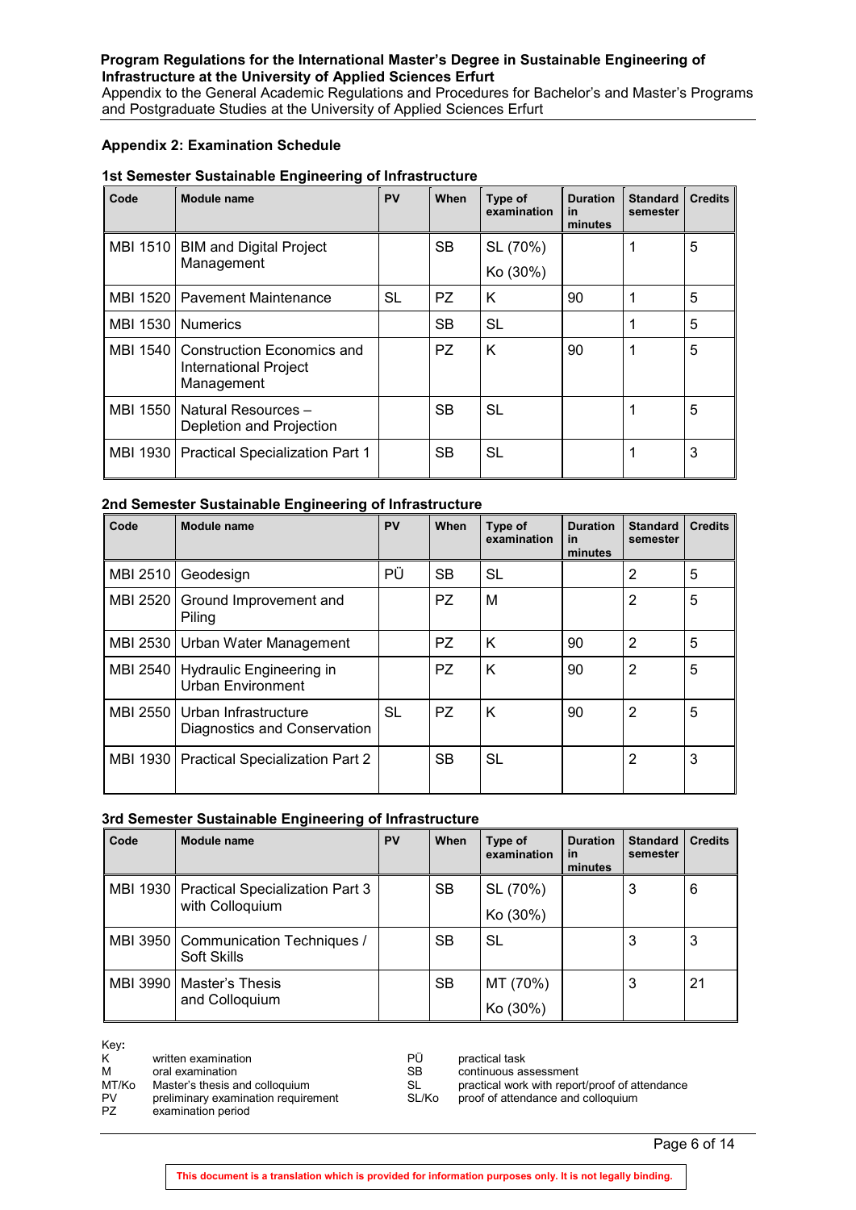## Appendix 2: Examination Schedule

### 1st Semester Sustainable Engineering of Infrastructure

| Code | Module name | PV | When | Type of examination | Duration in minutes | Standard semester | Credits |
|---|---|---|---|---|---|---|---|
| MBI 1510 | BIM and Digital Project Management | | SB | SL (70%)<br>Ko (30%) | | 1 | 5 |
| MBI 1520 | Pavement Maintenance | SL | PZ | K | 90 | 1 | 5 |
| MBI 1530 | Numerics | | SB | SL | | 1 | 5 |
| MBI 1540 | Construction Economics and International Project Management | | PZ | K | 90 | 1 | 5 |
| MBI 1550 | Natural Resources – Depletion and Projection | | SB | SL | | 1 | 5 |
| MBI 1930 | Practical Specialization Part 1 | | SB | SL | | 1 | 3 |

### 2nd Semester Sustainable Engineering of Infrastructure

| Code | Module name | PV | When | Type of examination | Duration in minutes | Standard semester | Credits |
|---|---|---|---|---|---|---|---|
| MBI 2510 | Geodesign | PÜ | SB | SL | | 2 | 5 |
| MBI 2520 | Ground Improvement and Piling | | PZ | M | | 2 | 5 |
| MBI 2530 | Urban Water Management | | PZ | K | 90 | 2 | 5 |
| MBI 2540 | Hydraulic Engineering in Urban Environment | | PZ | K | 90 | 2 | 5 |
| MBI 2550 | Urban Infrastructure Diagnostics and Conservation | SL | PZ | K | 90 | 2 | 5 |
| MBI 1930 | Practical Specialization Part 2 | | SB | SL | | 2 | 3 |

### 3rd Semester Sustainable Engineering of Infrastructure

| Code | Module name | PV | When | Type of examination | Duration in minutes | Standard semester | Credits |
|---|---|---|---|---|---|---|---|
| MBI 1930 | Practical Specialization Part 3 with Colloquium | | SB | SL (70%)<br>Ko (30%) | | 3 | 6 |
| MBI 3950 | Communication Techniques / Soft Skills | | SB | SL | | 3 | 3 |
| MBI 3990 | Master's Thesis and Colloquium | | SB | MT (70%)<br>Ko (30%) | | 3 | 21 |

Key:

| | | | |
|---|---|---|---|
| K | written examination | PÜ | practical task |
| M | oral examination | SB | continuous assessment |
| MT/Ko | Master's thesis and colloquium | SL | practical work with report/proof of attendance |
| PV | preliminary examination requirement | SL/Ko | proof of attendance and colloquium |
| PZ | examination period | | |

**This document is a translation which is provided for information purposes only. It is not legally binding.**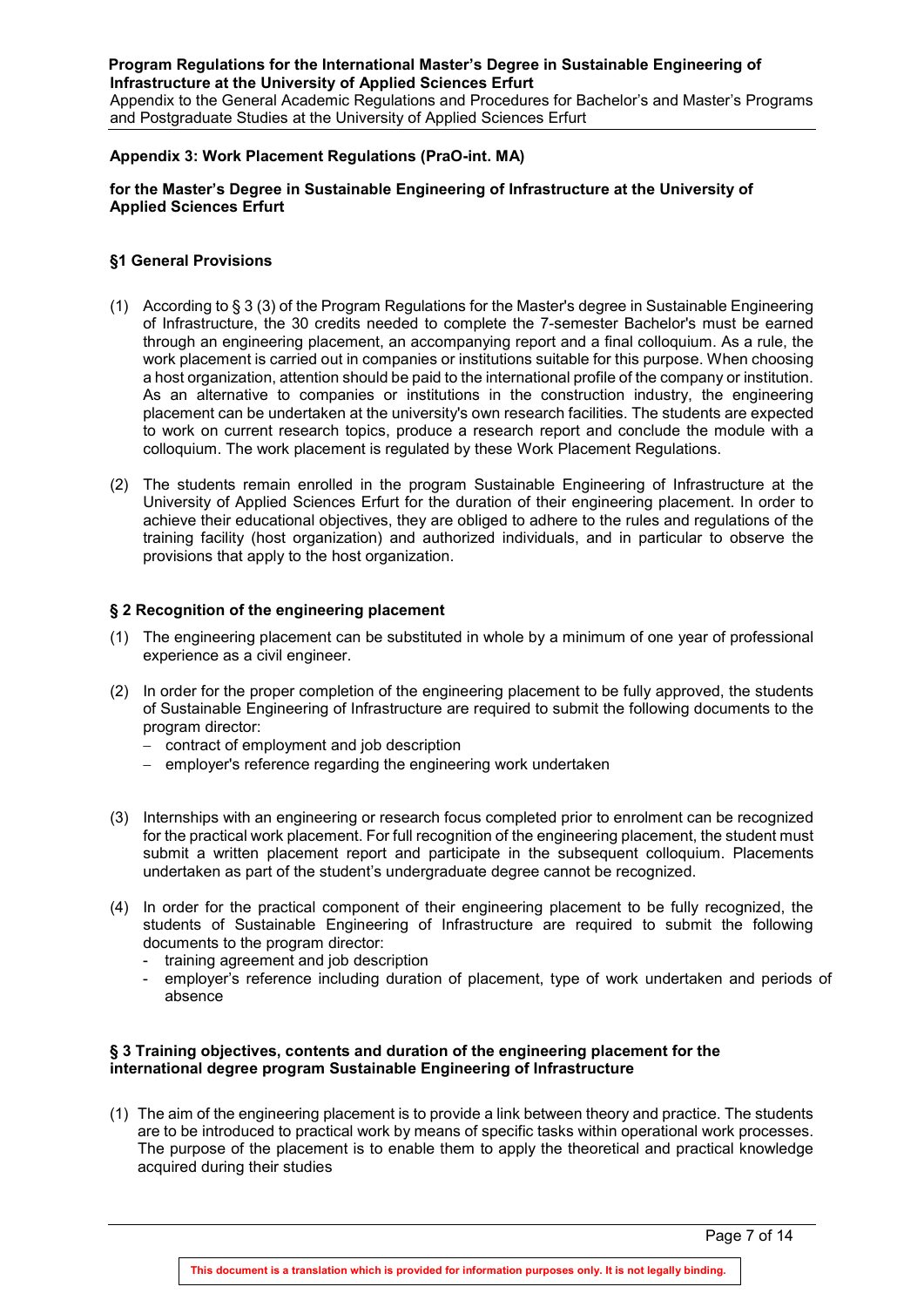## Appendix 3: Work Placement Regulations (PraO-int. MA)

**for the Master's Degree in Sustainable Engineering of Infrastructure at the University of Applied Sciences Erfurt**

### §1 General Provisions

(1) According to § 3 (3) of the Program Regulations for the Master's degree in Sustainable Engineering of Infrastructure, the 30 credits needed to complete the 7-semester Bachelor's must be earned through an engineering placement, an accompanying report and a final colloquium. As a rule, the work placement is carried out in companies or institutions suitable for this purpose. When choosing a host organization, attention should be paid to the international profile of the company or institution. As an alternative to companies or institutions in the construction industry, the engineering placement can be undertaken at the university's own research facilities. The students are expected to work on current research topics, produce a research report and conclude the module with a colloquium. The work placement is regulated by these Work Placement Regulations.

(2) The students remain enrolled in the program Sustainable Engineering of Infrastructure at the University of Applied Sciences Erfurt for the duration of their engineering placement. In order to achieve their educational objectives, they are obliged to adhere to the rules and regulations of the training facility (host organization) and authorized individuals, and in particular to observe the provisions that apply to the host organization.

### § 2 Recognition of the engineering placement

(1) The engineering placement can be substituted in whole by a minimum of one year of professional experience as a civil engineer.

(2) In order for the proper completion of the engineering placement to be fully approved, the students of Sustainable Engineering of Infrastructure are required to submit the following documents to the program director:
   - contract of employment and job description
   - employer's reference regarding the engineering work undertaken

(3) Internships with an engineering or research focus completed prior to enrolment can be recognized for the practical work placement. For full recognition of the engineering placement, the student must submit a written placement report and participate in the subsequent colloquium. Placements undertaken as part of the student's undergraduate degree cannot be recognized.

(4) In order for the practical component of their engineering placement to be fully recognized, the students of Sustainable Engineering of Infrastructure are required to submit the following documents to the program director:
   - training agreement and job description
   - employer's reference including duration of placement, type of work undertaken and periods of absence

### § 3 Training objectives, contents and duration of the engineering placement for the international degree program Sustainable Engineering of Infrastructure

(1) The aim of the engineering placement is to provide a link between theory and practice. The students are to be introduced to practical work by means of specific tasks within operational work processes. The purpose of the placement is to enable them to apply the theoretical and practical knowledge acquired during their studies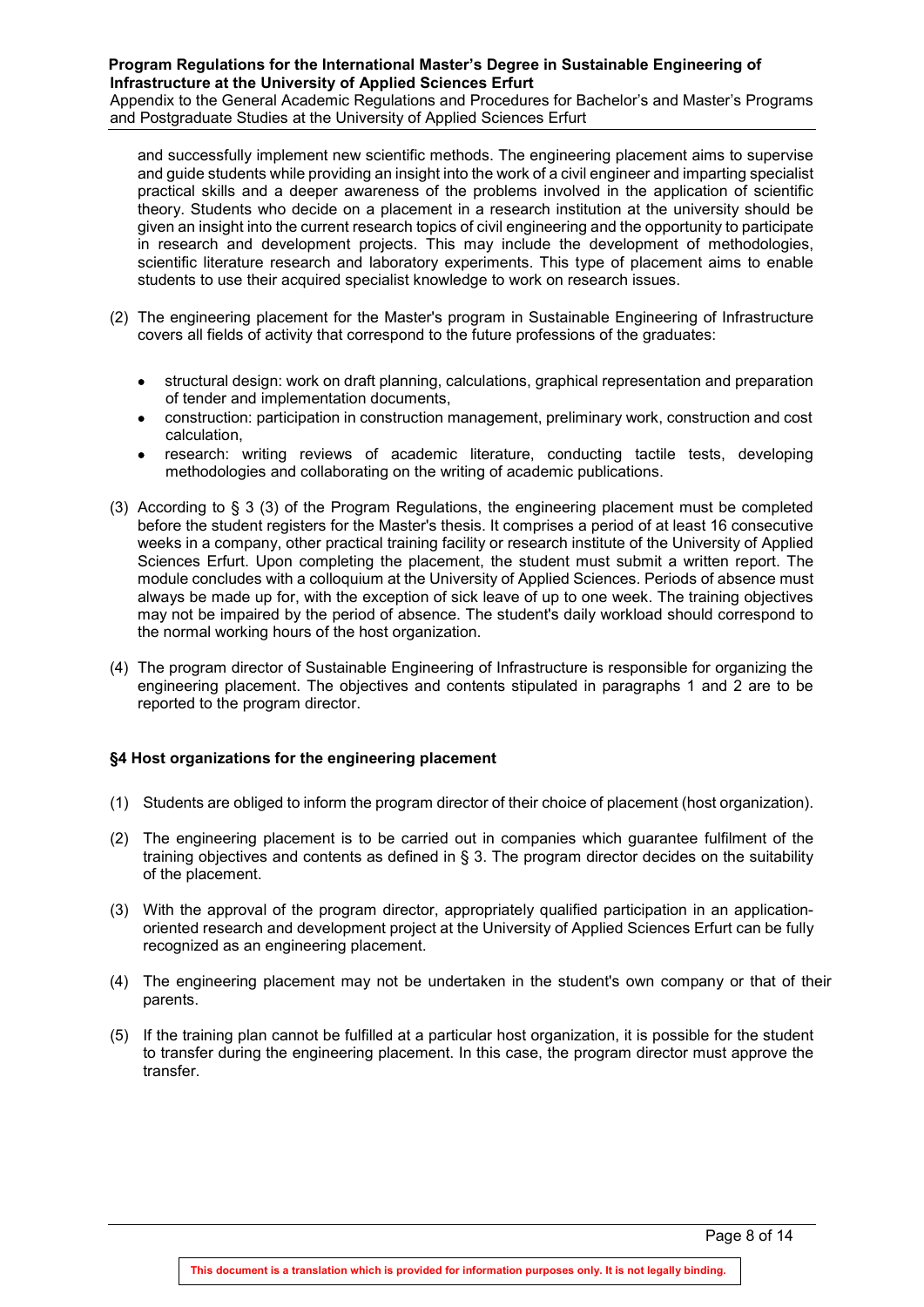and successfully implement new scientific methods. The engineering placement aims to supervise and guide students while providing an insight into the work of a civil engineer and imparting specialist practical skills and a deeper awareness of the problems involved in the application of scientific theory. Students who decide on a placement in a research institution at the university should be given an insight into the current research topics of civil engineering and the opportunity to participate in research and development projects. This may include the development of methodologies, scientific literature research and laboratory experiments. This type of placement aims to enable students to use their acquired specialist knowledge to work on research issues.

(2) The engineering placement for the Master's program in Sustainable Engineering of Infrastructure covers all fields of activity that correspond to the future professions of the graduates:

- structural design: work on draft planning, calculations, graphical representation and preparation of tender and implementation documents,
- construction: participation in construction management, preliminary work, construction and cost calculation,
- research: writing reviews of academic literature, conducting tactile tests, developing methodologies and collaborating on the writing of academic publications.

(3) According to § 3 (3) of the Program Regulations, the engineering placement must be completed before the student registers for the Master's thesis. It comprises a period of at least 16 consecutive weeks in a company, other practical training facility or research institute of the University of Applied Sciences Erfurt. Upon completing the placement, the student must submit a written report. The module concludes with a colloquium at the University of Applied Sciences. Periods of absence must always be made up for, with the exception of sick leave of up to one week. The training objectives may not be impaired by the period of absence. The student's daily workload should correspond to the normal working hours of the host organization.

(4) The program director of Sustainable Engineering of Infrastructure is responsible for organizing the engineering placement. The objectives and contents stipulated in paragraphs 1 and 2 are to be reported to the program director.

### §4 Host organizations for the engineering placement

(1) Students are obliged to inform the program director of their choice of placement (host organization).

(2) The engineering placement is to be carried out in companies which guarantee fulfilment of the training objectives and contents as defined in § 3. The program director decides on the suitability of the placement.

(3) With the approval of the program director, appropriately qualified participation in an application-oriented research and development project at the University of Applied Sciences Erfurt can be fully recognized as an engineering placement.

(4) The engineering placement may not be undertaken in the student's own company or that of their parents.

(5) If the training plan cannot be fulfilled at a particular host organization, it is possible for the student to transfer during the engineering placement. In this case, the program director must approve the transfer.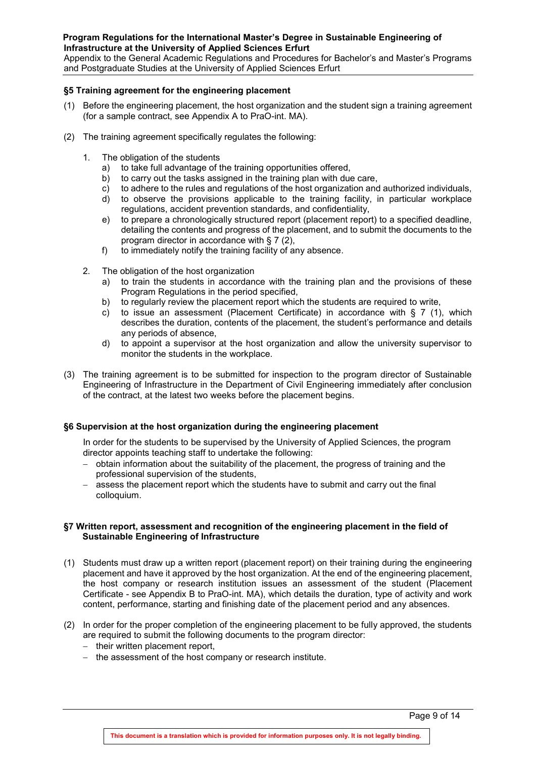### §5 Training agreement for the engineering placement

(1) Before the engineering placement, the host organization and the student sign a training agreement (for a sample contract, see Appendix A to PraO-int. MA).

(2) The training agreement specifically regulates the following:

1. The obligation of the students
   a) to take full advantage of the training opportunities offered,
   b) to carry out the tasks assigned in the training plan with due care,
   c) to adhere to the rules and regulations of the host organization and authorized individuals,
   d) to observe the provisions applicable to the training facility, in particular workplace regulations, accident prevention standards, and confidentiality,
   e) to prepare a chronologically structured report (placement report) to a specified deadline, detailing the contents and progress of the placement, and to submit the documents to the program director in accordance with § 7 (2),
   f) to immediately notify the training facility of any absence.

2. The obligation of the host organization
   a) to train the students in accordance with the training plan and the provisions of these Program Regulations in the period specified,
   b) to regularly review the placement report which the students are required to write,
   c) to issue an assessment (Placement Certificate) in accordance with § 7 (1), which describes the duration, contents of the placement, the student's performance and details any periods of absence,
   d) to appoint a supervisor at the host organization and allow the university supervisor to monitor the students in the workplace.

(3) The training agreement is to be submitted for inspection to the program director of Sustainable Engineering of Infrastructure in the Department of Civil Engineering immediately after conclusion of the contract, at the latest two weeks before the placement begins.

### §6 Supervision at the host organization during the engineering placement

In order for the students to be supervised by the University of Applied Sciences, the program director appoints teaching staff to undertake the following:

- obtain information about the suitability of the placement, the progress of training and the professional supervision of the students,
- assess the placement report which the students have to submit and carry out the final colloquium.

### §7 Written report, assessment and recognition of the engineering placement in the field of Sustainable Engineering of Infrastructure

(1) Students must draw up a written report (placement report) on their training during the engineering placement and have it approved by the host organization. At the end of the engineering placement, the host company or research institution issues an assessment of the student (Placement Certificate - see Appendix B to PraO-int. MA), which details the duration, type of activity and work content, performance, starting and finishing date of the placement period and any absences.

(2) In order for the proper completion of the engineering placement to be fully approved, the students are required to submit the following documents to the program director:
- their written placement report,
- the assessment of the host company or research institute.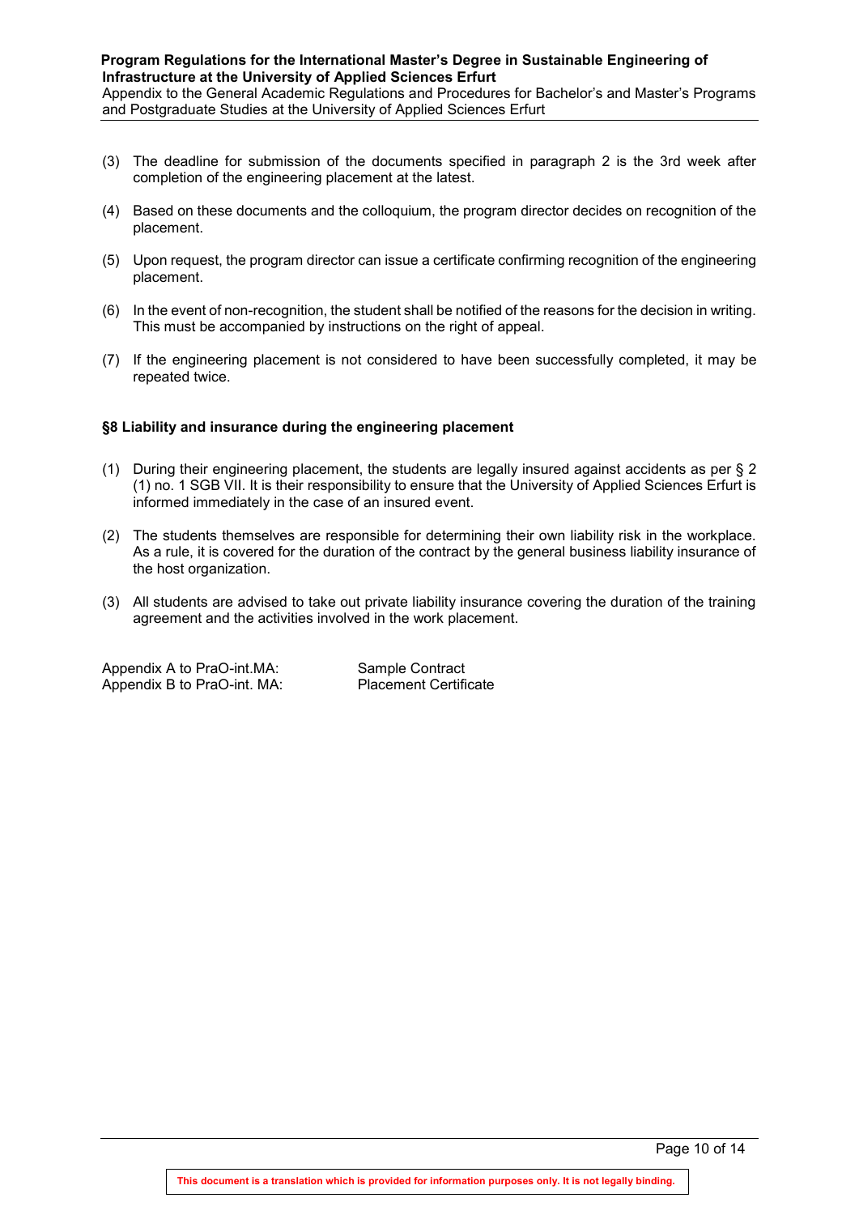(3) The deadline for submission of the documents specified in paragraph 2 is the 3rd week after completion of the engineering placement at the latest.

(4) Based on these documents and the colloquium, the program director decides on recognition of the placement.

(5) Upon request, the program director can issue a certificate confirming recognition of the engineering placement.

(6) In the event of non-recognition, the student shall be notified of the reasons for the decision in writing. This must be accompanied by instructions on the right of appeal.

(7) If the engineering placement is not considered to have been successfully completed, it may be repeated twice.

### §8 Liability and insurance during the engineering placement

(1) During their engineering placement, the students are legally insured against accidents as per § 2 (1) no. 1 SGB VII. It is their responsibility to ensure that the University of Applied Sciences Erfurt is informed immediately in the case of an insured event.

(2) The students themselves are responsible for determining their own liability risk in the workplace. As a rule, it is covered for the duration of the contract by the general business liability insurance of the host organization.

(3) All students are advised to take out private liability insurance covering the duration of the training agreement and the activities involved in the work placement.

Appendix A to PraO-int.MA: Sample Contract
Appendix B to PraO-int. MA: Placement Certificate

This document is a translation which is provided for information purposes only. It is not legally binding.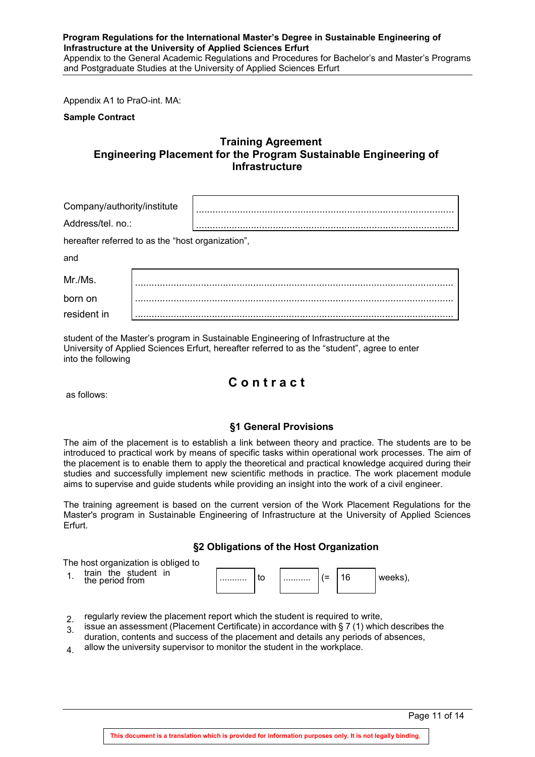Appendix A1 to PraO-int. MA:

**Sample Contract**

## Training Agreement
## Engineering Placement for the Program Sustainable Engineering of Infrastructure

| | |
|---|---|
| Company/authority/institute | ........................................................................................ |
| Address/tel. no.: | ........................................................................................ |

hereafter referred to as the "host organization",

and

| | |
|---|---|
| Mr./Ms. | ........................................................................................ |
| born on | ........................................................................................ |
| resident in | ........................................................................................ |

student of the Master's program in Sustainable Engineering of Infrastructure at the University of Applied Sciences Erfurt, hereafter referred to as the "student", agree to enter into the following

## C o n t r a c t

as follows:

### §1 General Provisions

The aim of the placement is to establish a link between theory and practice. The students are to be introduced to practical work by means of specific tasks within operational work processes. The aim of the placement is to enable them to apply the theoretical and practical knowledge acquired during their studies and successfully implement new scientific methods in practice. The work placement module aims to supervise and guide students while providing an insight into the work of a civil engineer.

The training agreement is based on the current version of the Work Placement Regulations for the Master's program in Sustainable Engineering of Infrastructure at the University of Applied Sciences Erfurt.

### §2 Obligations of the Host Organization

The host organization is obliged to

1. train the student in the period from .......... to .......... (= 16 weeks),
2. regularly review the placement report which the student is required to write,
3. issue an assessment (Placement Certificate) in accordance with § 7 (1) which describes the duration, contents and success of the placement and details any periods of absences,
4. allow the university supervisor to monitor the student in the workplace.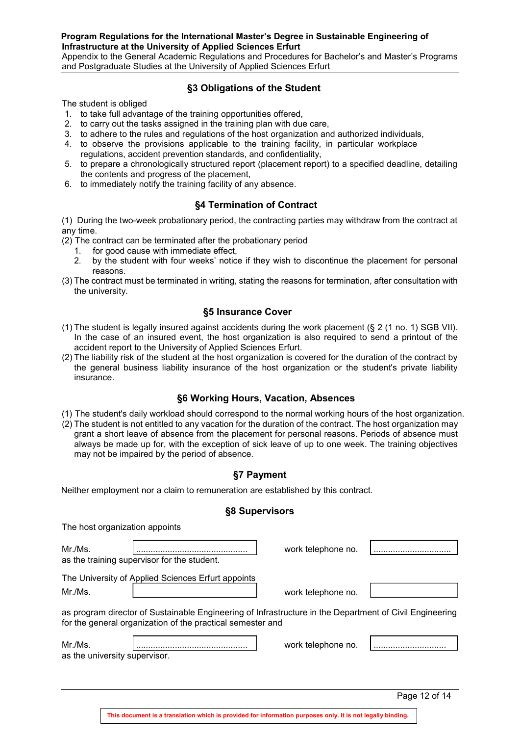## §3 Obligations of the Student

The student is obliged

1. to take full advantage of the training opportunities offered,
2. to carry out the tasks assigned in the training plan with due care,
3. to adhere to the rules and regulations of the host organization and authorized individuals,
4. to observe the provisions applicable to the training facility, in particular workplace regulations, accident prevention standards, and confidentiality,
5. to prepare a chronologically structured report (placement report) to a specified deadline, detailing the contents and progress of the placement,
6. to immediately notify the training facility of any absence.

## §4 Termination of Contract

(1) During the two-week probationary period, the contracting parties may withdraw from the contract at any time.

(2) The contract can be terminated after the probationary period

1. for good cause with immediate effect,
2. by the student with four weeks' notice if they wish to discontinue the placement for personal reasons.

(3) The contract must be terminated in writing, stating the reasons for termination, after consultation with the university.

## §5 Insurance Cover

(1) The student is legally insured against accidents during the work placement (§ 2 (1 no. 1) SGB VII). In the case of an insured event, the host organization is also required to send a printout of the accident report to the University of Applied Sciences Erfurt.

(2) The liability risk of the student at the host organization is covered for the duration of the contract by the general business liability insurance of the host organization or the student's private liability insurance.

## §6 Working Hours, Vacation, Absences

(1) The student's daily workload should correspond to the normal working hours of the host organization.

(2) The student is not entitled to any vacation for the duration of the contract. The host organization may grant a short leave of absence from the placement for personal reasons. Periods of absence must always be made up for, with the exception of sick leave of up to one week. The training objectives may not be impaired by the period of absence.

## §7 Payment

Neither employment nor a claim to remuneration are established by this contract.

## §8 Supervisors

The host organization appoints

Mr./Ms. .............................................. work telephone no. ................................
as the training supervisor for the student.

The University of Applied Sciences Erfurt appoints

Mr./Ms. __________________ work telephone no. __________________

as program director of Sustainable Engineering of Infrastructure in the Department of Civil Engineering for the general organization of the practical semester and

Mr./Ms. .............................................. work telephone no. ..............................
as the university supervisor.

This document is a translation which is provided for information purposes only. It is not legally binding.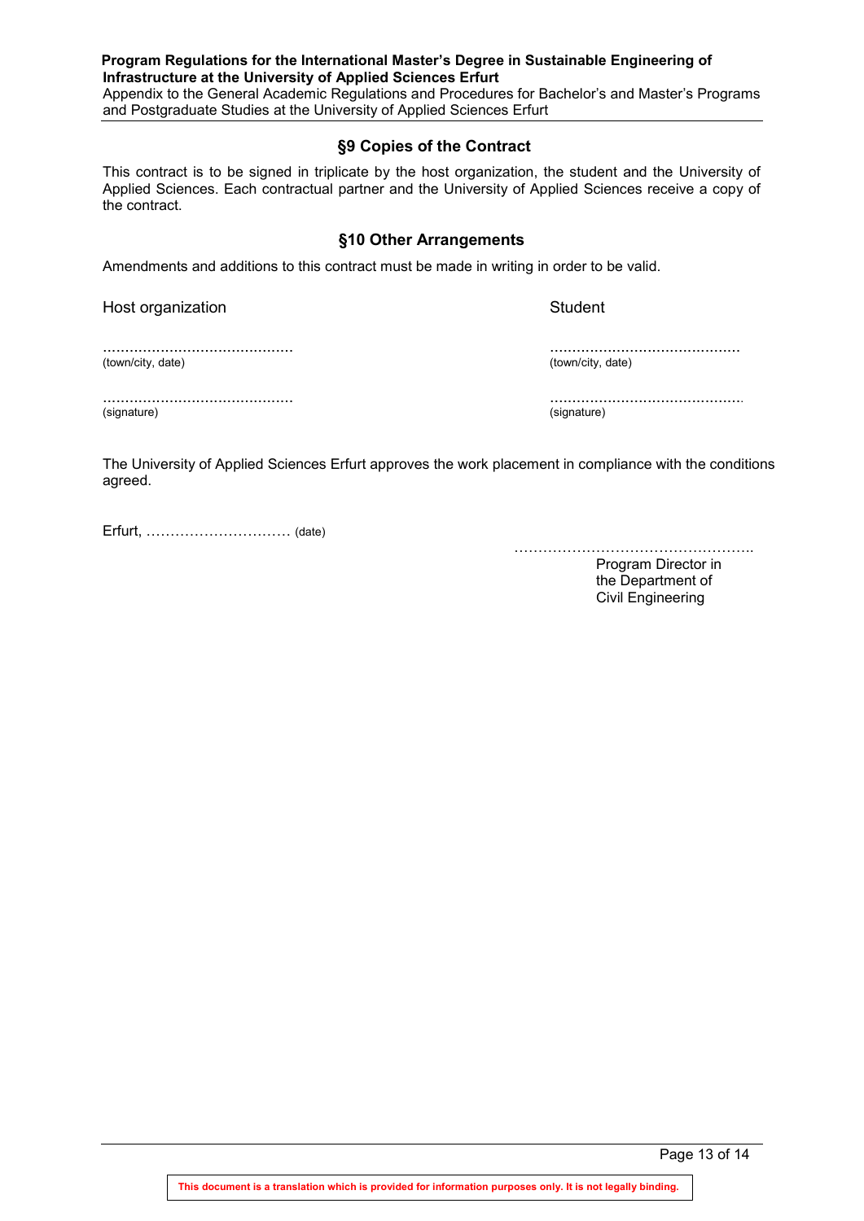## §9 Copies of the Contract

This contract is to be signed in triplicate by the host organization, the student and the University of Applied Sciences. Each contractual partner and the University of Applied Sciences receive a copy of the contract.

## §10 Other Arrangements

Amendments and additions to this contract must be made in writing in order to be valid.

| Host organization | Student |
|---|---|
| ………………………………… | ………………………………… |
| (town/city, date) | (town/city, date) |
| ………………………………… | ………………………………… |
| (signature) | (signature) |

The University of Applied Sciences Erfurt approves the work placement in compliance with the conditions agreed.

Erfurt, ………………………… (date)

…………………………………………

Program Director in the Department of Civil Engineering

This document is a translation which is provided for information purposes only. It is not legally binding.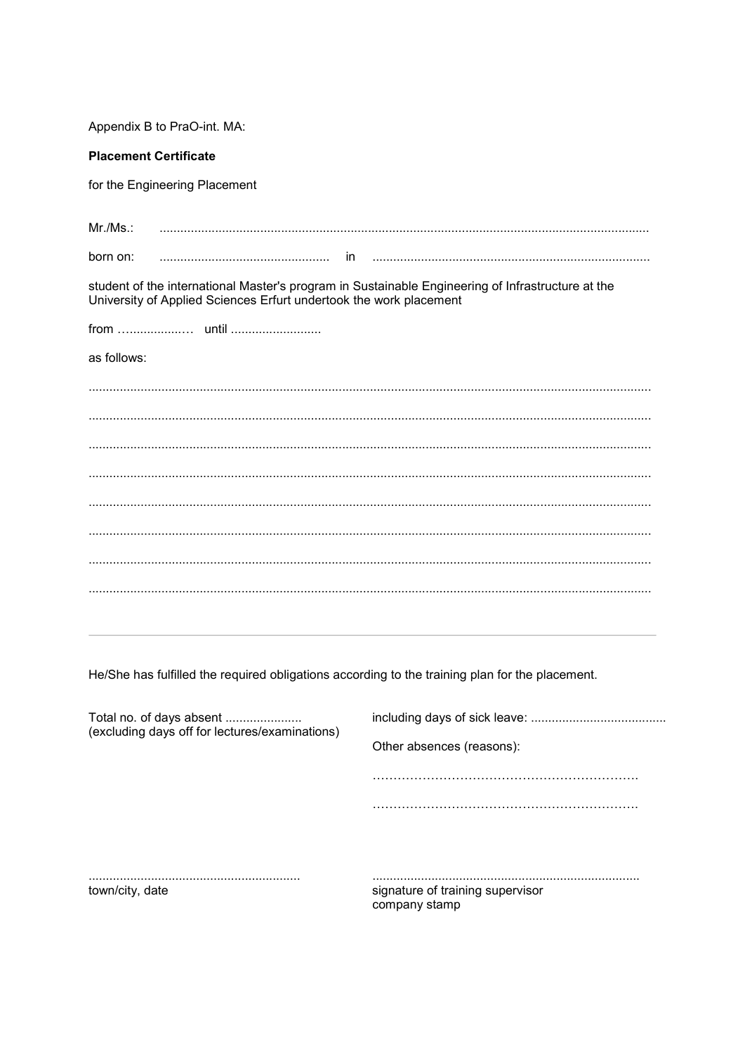Appendix B to PraO-int. MA:

**Placement Certificate**

for the Engineering Placement

Mr./Ms.: ..............................................................................................................................................

born on: ................................................. in ...............................................................................

student of the international Master's program in Sustainable Engineering of Infrastructure at the University of Applied Sciences Erfurt undertook the work placement

from ………………… until ..........................

as follows:

...............................................................................................................................................................

...............................................................................................................................................................

...............................................................................................................................................................

...............................................................................................................................................................

...............................................................................................................................................................

...............................................................................................................................................................

...............................................................................................................................................................

...............................................................................................................................................................

---

He/She has fulfilled the required obligations according to the training plan for the placement.

Total no. of days absent ......................
(excluding days off for lectures/examinations)

including days of sick leave: .......................................

Other absences (reasons):

……………………………………………………….

……………………………………………………….

.............................................................
town/city, date

...........................................................................
signature of training supervisor
company stamp